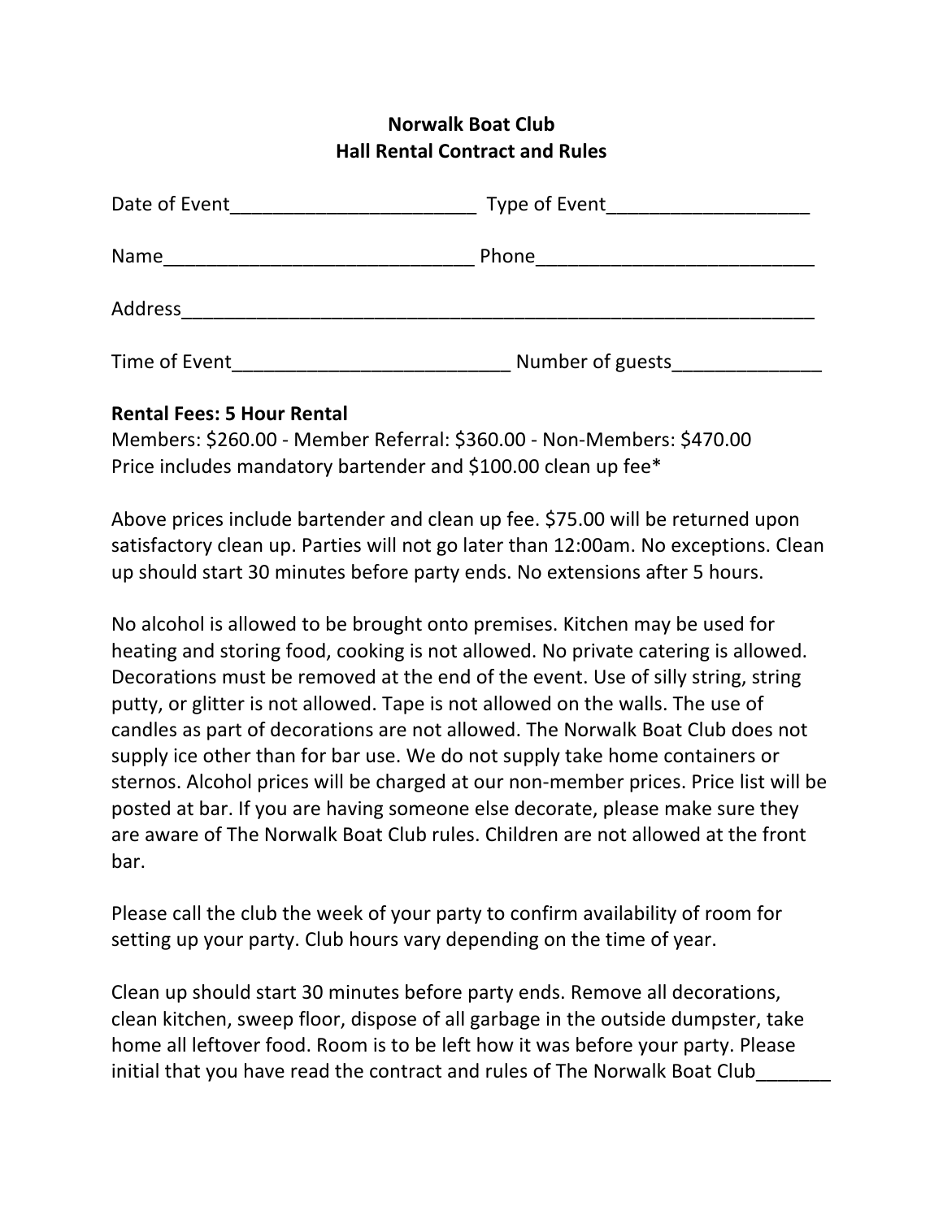**Norwalk Boat Club**
**Hall Rental Contract and Rules**

Date of Event________________________ Type of Event___________________

Name______________________________ Phone__________________________

Address______________________________________________________________

Time of Event__________________________ Number of guests______________

**Rental Fees: 5 Hour Rental**
Members: $260.00 - Member Referral: $360.00 - Non-Members: $470.00
Price includes mandatory bartender and $100.00 clean up fee*

Above prices include bartender and clean up fee. $75.00 will be returned upon satisfactory clean up. Parties will not go later than 12:00am. No exceptions. Clean up should start 30 minutes before party ends. No extensions after 5 hours.

No alcohol is allowed to be brought onto premises. Kitchen may be used for heating and storing food, cooking is not allowed. No private catering is allowed. Decorations must be removed at the end of the event. Use of silly string, string putty, or glitter is not allowed. Tape is not allowed on the walls. The use of candles as part of decorations are not allowed. The Norwalk Boat Club does not supply ice other than for bar use. We do not supply take home containers or sternos. Alcohol prices will be charged at our non-member prices. Price list will be posted at bar. If you are having someone else decorate, please make sure they are aware of The Norwalk Boat Club rules. Children are not allowed at the front bar.

Please call the club the week of your party to confirm availability of room for setting up your party. Club hours vary depending on the time of year.

Clean up should start 30 minutes before party ends. Remove all decorations, clean kitchen, sweep floor, dispose of all garbage in the outside dumpster, take home all leftover food. Room is to be left how it was before your party. Please initial that you have read the contract and rules of The Norwalk Boat Club_______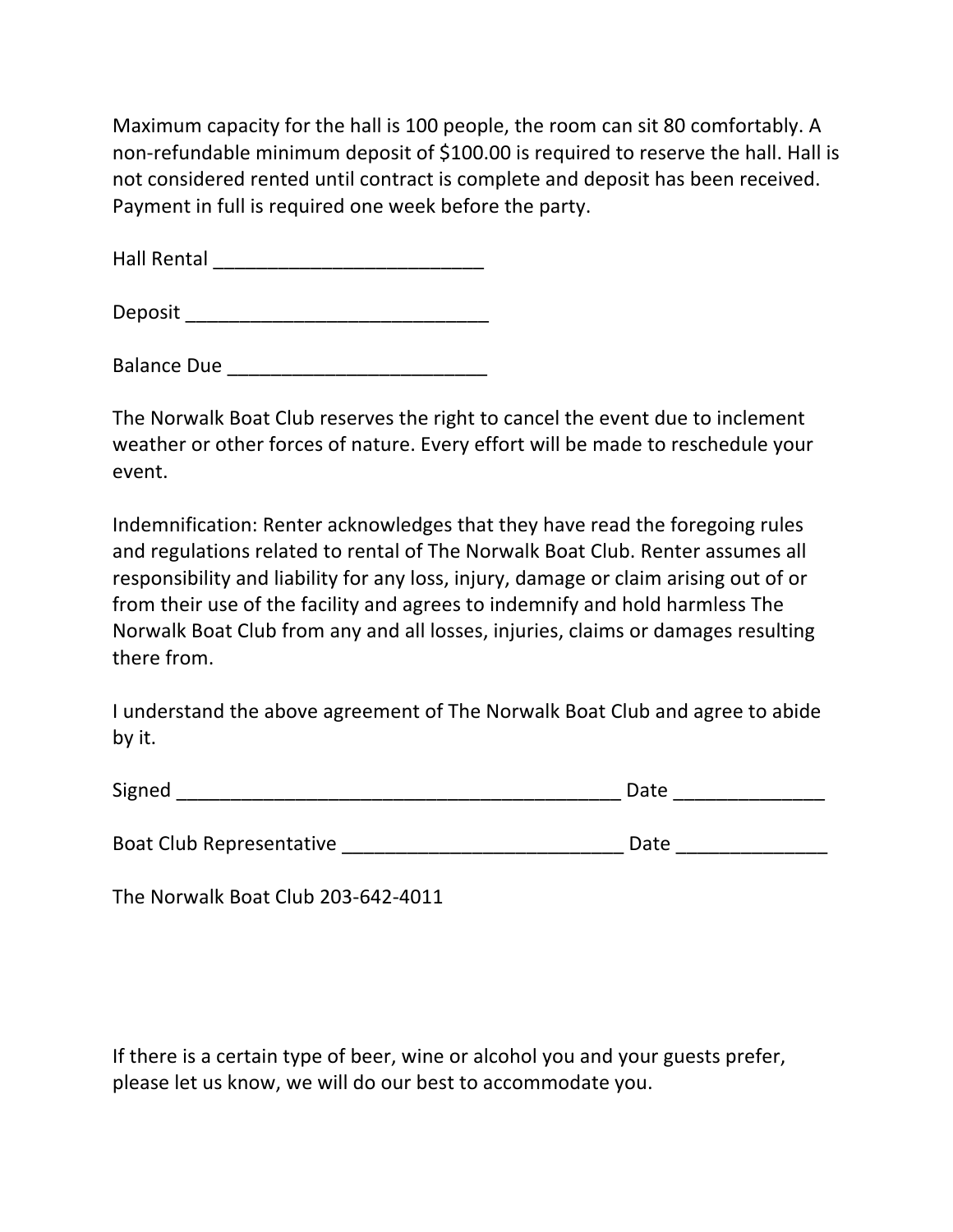Maximum capacity for the hall is 100 people, the room can sit 80 comfortably. A non-refundable minimum deposit of $100.00 is required to reserve the hall. Hall is not considered rented until contract is complete and deposit has been received. Payment in full is required one week before the party.

Hall Rental _________________________

Deposit ____________________________

Balance Due ________________________

The Norwalk Boat Club reserves the right to cancel the event due to inclement weather or other forces of nature. Every effort will be made to reschedule your event.

Indemnification: Renter acknowledges that they have read the foregoing rules and regulations related to rental of The Norwalk Boat Club. Renter assumes all responsibility and liability for any loss, injury, damage or claim arising out of or from their use of the facility and agrees to indemnify and hold harmless The Norwalk Boat Club from any and all losses, injuries, claims or damages resulting there from.

I understand the above agreement of The Norwalk Boat Club and agree to abide by it.

Signed __________________________________________ Date ______________

Boat Club Representative __________________________ Date ______________

The Norwalk Boat Club 203-642-4011

If there is a certain type of beer, wine or alcohol you and your guests prefer, please let us know, we will do our best to accommodate you.